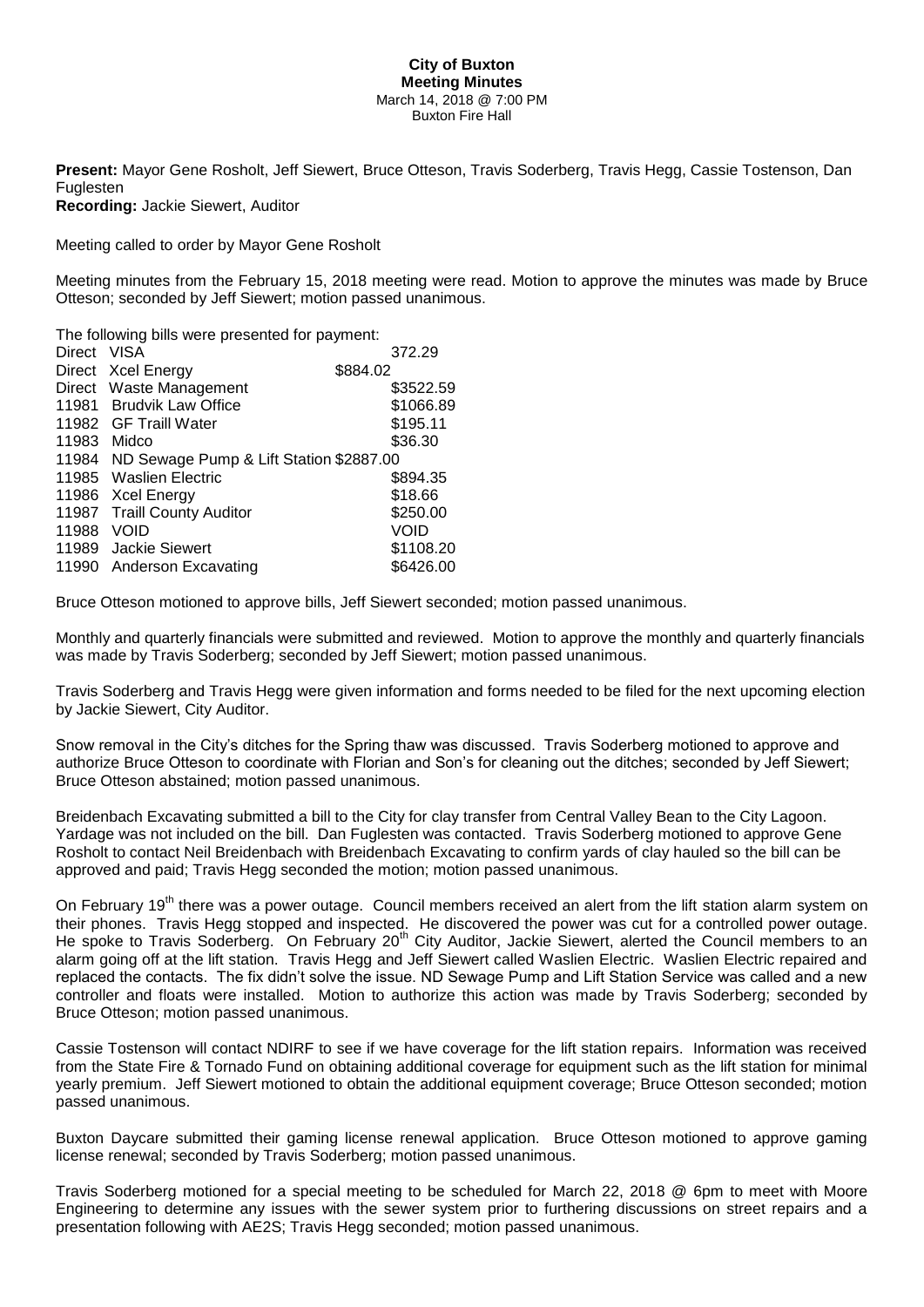**City of Buxton**
**Meeting Minutes**
March 14, 2018 @ 7:00 PM
Buxton Fire Hall

**Present:** Mayor Gene Rosholt, Jeff Siewert, Bruce Otteson, Travis Soderberg, Travis Hegg, Cassie Tostenson, Dan Fuglesten
**Recording:** Jackie Siewert, Auditor

Meeting called to order by Mayor Gene Rosholt

Meeting minutes from the February 15, 2018 meeting were read. Motion to approve the minutes was made by Bruce Otteson; seconded by Jeff Siewert; motion passed unanimous.

The following bills were presented for payment:

| | | |
|---|---|---|
| Direct | VISA | 372.29 |
| Direct | Xcel Energy | $884.02 |
| Direct | Waste Management | $3522.59 |
| 11981 | Brudvik Law Office | $1066.89 |
| 11982 | GF Traill Water | $195.11 |
| 11983 | Midco | $36.30 |
| 11984 | ND Sewage Pump & Lift Station | $2887.00 |
| 11985 | Waslien Electric | $894.35 |
| 11986 | Xcel Energy | $18.66 |
| 11987 | Traill County Auditor | $250.00 |
| 11988 | VOID | VOID |
| 11989 | Jackie Siewert | $1108.20 |
| 11990 | Anderson Excavating | $6426.00 |

Bruce Otteson motioned to approve bills, Jeff Siewert seconded; motion passed unanimous.

Monthly and quarterly financials were submitted and reviewed. Motion to approve the monthly and quarterly financials was made by Travis Soderberg; seconded by Jeff Siewert; motion passed unanimous.

Travis Soderberg and Travis Hegg were given information and forms needed to be filed for the next upcoming election by Jackie Siewert, City Auditor.

Snow removal in the City's ditches for the Spring thaw was discussed. Travis Soderberg motioned to approve and authorize Bruce Otteson to coordinate with Florian and Son's for cleaning out the ditches; seconded by Jeff Siewert; Bruce Otteson abstained; motion passed unanimous.

Breidenbach Excavating submitted a bill to the City for clay transfer from Central Valley Bean to the City Lagoon. Yardage was not included on the bill. Dan Fuglesten was contacted. Travis Soderberg motioned to approve Gene Rosholt to contact Neil Breidenbach with Breidenbach Excavating to confirm yards of clay hauled so the bill can be approved and paid; Travis Hegg seconded the motion; motion passed unanimous.

On February 19th there was a power outage. Council members received an alert from the lift station alarm system on their phones. Travis Hegg stopped and inspected. He discovered the power was cut for a controlled power outage. He spoke to Travis Soderberg. On February 20th City Auditor, Jackie Siewert, alerted the Council members to an alarm going off at the lift station. Travis Hegg and Jeff Siewert called Waslien Electric. Waslien Electric repaired and replaced the contacts. The fix didn't solve the issue. ND Sewage Pump and Lift Station Service was called and a new controller and floats were installed. Motion to authorize this action was made by Travis Soderberg; seconded by Bruce Otteson; motion passed unanimous.

Cassie Tostenson will contact NDIRF to see if we have coverage for the lift station repairs. Information was received from the State Fire & Tornado Fund on obtaining additional coverage for equipment such as the lift station for minimal yearly premium. Jeff Siewert motioned to obtain the additional equipment coverage; Bruce Otteson seconded; motion passed unanimous.

Buxton Daycare submitted their gaming license renewal application. Bruce Otteson motioned to approve gaming license renewal; seconded by Travis Soderberg; motion passed unanimous.

Travis Soderberg motioned for a special meeting to be scheduled for March 22, 2018 @ 6pm to meet with Moore Engineering to determine any issues with the sewer system prior to furthering discussions on street repairs and a presentation following with AE2S; Travis Hegg seconded; motion passed unanimous.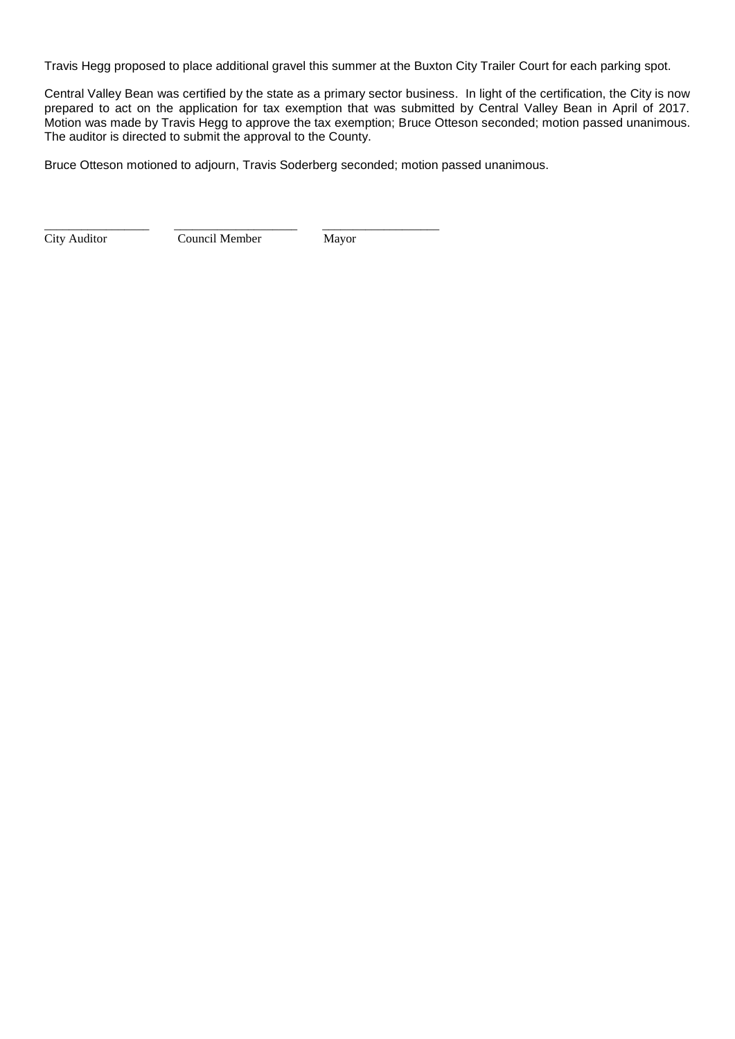Travis Hegg proposed to place additional gravel this summer at the Buxton City Trailer Court for each parking spot.

Central Valley Bean was certified by the state as a primary sector business. In light of the certification, the City is now prepared to act on the application for tax exemption that was submitted by Central Valley Bean in April of 2017. Motion was made by Travis Hegg to approve the tax exemption; Bruce Otteson seconded; motion passed unanimous. The auditor is directed to submit the approval to the County.

Bruce Otteson motioned to adjourn, Travis Soderberg seconded; motion passed unanimous.

| | | |
|---|---|---|
| \_\_\_\_\_\_\_\_\_\_\_\_\_\_\_\_\_ | \_\_\_\_\_\_\_\_\_\_\_\_\_\_\_\_\_\_\_\_ | \_\_\_\_\_\_\_\_\_\_\_\_\_\_\_\_\_\_\_ |
| City Auditor | Council Member | Mayor |